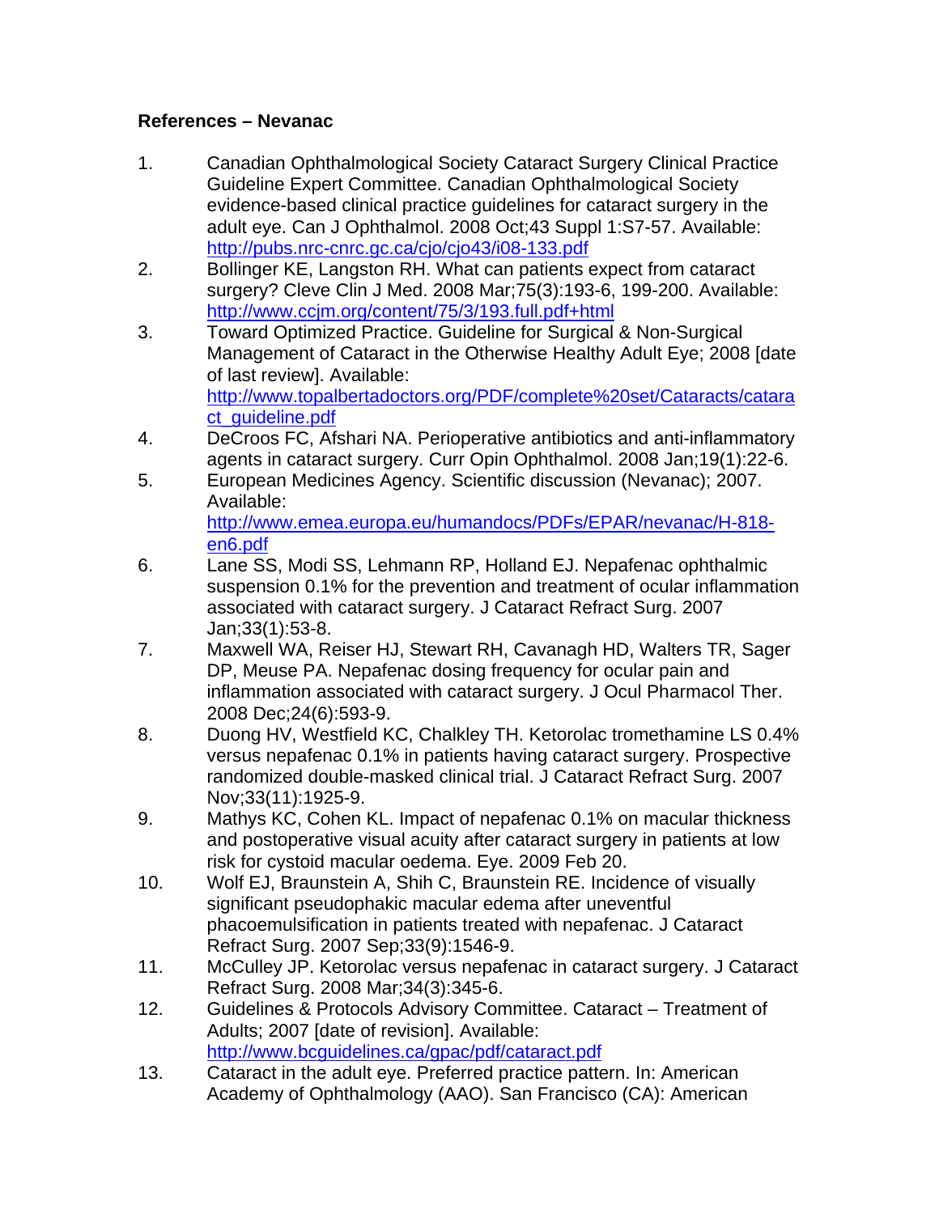**References – Nevanac**

1. Canadian Ophthalmological Society Cataract Surgery Clinical Practice Guideline Expert Committee. Canadian Ophthalmological Society evidence-based clinical practice guidelines for cataract surgery in the adult eye. Can J Ophthalmol. 2008 Oct;43 Suppl 1:S7-57. Available: http://pubs.nrc-cnrc.gc.ca/cjo/cjo43/i08-133.pdf
2. Bollinger KE, Langston RH. What can patients expect from cataract surgery? Cleve Clin J Med. 2008 Mar;75(3):193-6, 199-200. Available: http://www.ccjm.org/content/75/3/193.full.pdf+html
3. Toward Optimized Practice. Guideline for Surgical & Non-Surgical Management of Cataract in the Otherwise Healthy Adult Eye; 2008 [date of last review]. Available: http://www.topalbertadoctors.org/PDF/complete%20set/Cataracts/cataract_guideline.pdf
4. DeCroos FC, Afshari NA. Perioperative antibiotics and anti-inflammatory agents in cataract surgery. Curr Opin Ophthalmol. 2008 Jan;19(1):22-6.
5. European Medicines Agency. Scientific discussion (Nevanac); 2007. Available: http://www.emea.europa.eu/humandocs/PDFs/EPAR/nevanac/H-818-en6.pdf
6. Lane SS, Modi SS, Lehmann RP, Holland EJ. Nepafenac ophthalmic suspension 0.1% for the prevention and treatment of ocular inflammation associated with cataract surgery. J Cataract Refract Surg. 2007 Jan;33(1):53-8.
7. Maxwell WA, Reiser HJ, Stewart RH, Cavanagh HD, Walters TR, Sager DP, Meuse PA. Nepafenac dosing frequency for ocular pain and inflammation associated with cataract surgery. J Ocul Pharmacol Ther. 2008 Dec;24(6):593-9.
8. Duong HV, Westfield KC, Chalkley TH. Ketorolac tromethamine LS 0.4% versus nepafenac 0.1% in patients having cataract surgery. Prospective randomized double-masked clinical trial. J Cataract Refract Surg. 2007 Nov;33(11):1925-9.
9. Mathys KC, Cohen KL. Impact of nepafenac 0.1% on macular thickness and postoperative visual acuity after cataract surgery in patients at low risk for cystoid macular oedema. Eye. 2009 Feb 20.
10. Wolf EJ, Braunstein A, Shih C, Braunstein RE. Incidence of visually significant pseudophakic macular edema after uneventful phacoemulsification in patients treated with nepafenac. J Cataract Refract Surg. 2007 Sep;33(9):1546-9.
11. McCulley JP. Ketorolac versus nepafenac in cataract surgery. J Cataract Refract Surg. 2008 Mar;34(3):345-6.
12. Guidelines & Protocols Advisory Committee. Cataract – Treatment of Adults; 2007 [date of revision]. Available: http://www.bcguidelines.ca/gpac/pdf/cataract.pdf
13. Cataract in the adult eye. Preferred practice pattern. In: American Academy of Ophthalmology (AAO). San Francisco (CA): American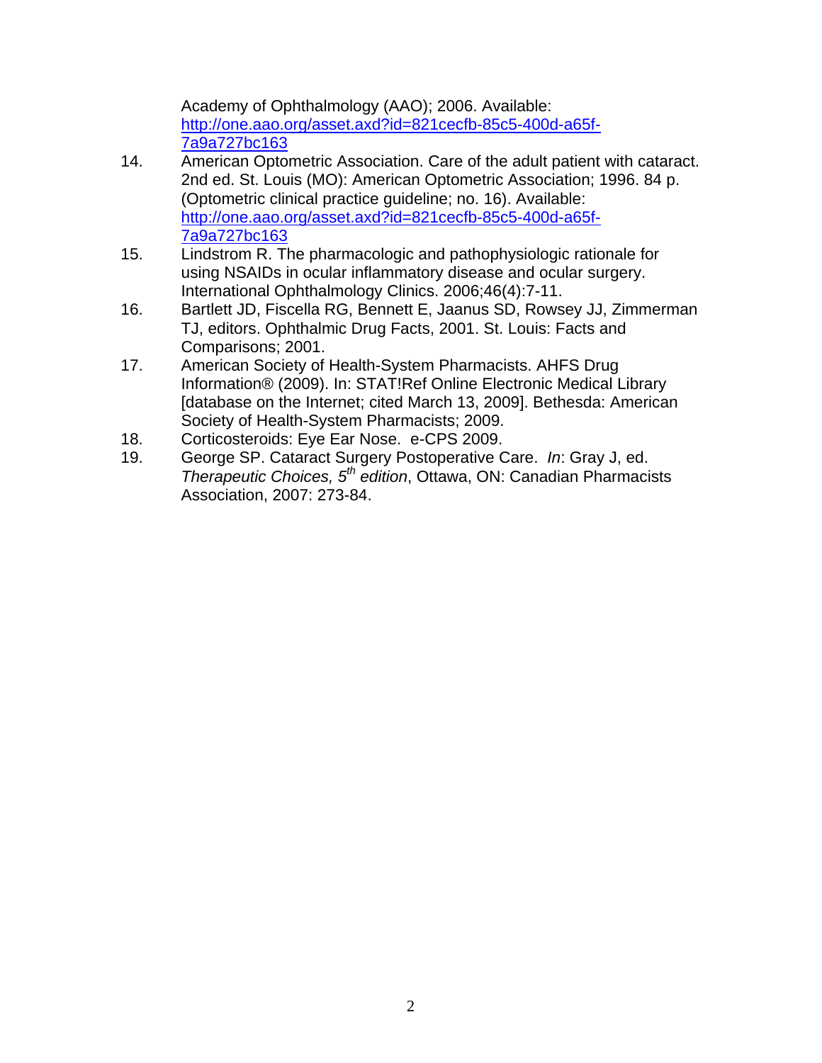Academy of Ophthalmology (AAO); 2006. Available: http://one.aao.org/asset.axd?id=821cecfb-85c5-400d-a65f-7a9a727bc163

14. American Optometric Association. Care of the adult patient with cataract. 2nd ed. St. Louis (MO): American Optometric Association; 1996. 84 p. (Optometric clinical practice guideline; no. 16). Available: http://one.aao.org/asset.axd?id=821cecfb-85c5-400d-a65f-7a9a727bc163
15. Lindstrom R. The pharmacologic and pathophysiologic rationale for using NSAIDs in ocular inflammatory disease and ocular surgery. International Ophthalmology Clinics. 2006;46(4):7-11.
16. Bartlett JD, Fiscella RG, Bennett E, Jaanus SD, Rowsey JJ, Zimmerman TJ, editors. Ophthalmic Drug Facts, 2001. St. Louis: Facts and Comparisons; 2001.
17. American Society of Health-System Pharmacists. AHFS Drug Information® (2009). In: STAT!Ref Online Electronic Medical Library [database on the Internet; cited March 13, 2009]. Bethesda: American Society of Health-System Pharmacists; 2009.
18. Corticosteroids: Eye Ear Nose. e-CPS 2009.
19. George SP. Cataract Surgery Postoperative Care. *In*: Gray J, ed. *Therapeutic Choices, 5th edition*, Ottawa, ON: Canadian Pharmacists Association, 2007: 273-84.